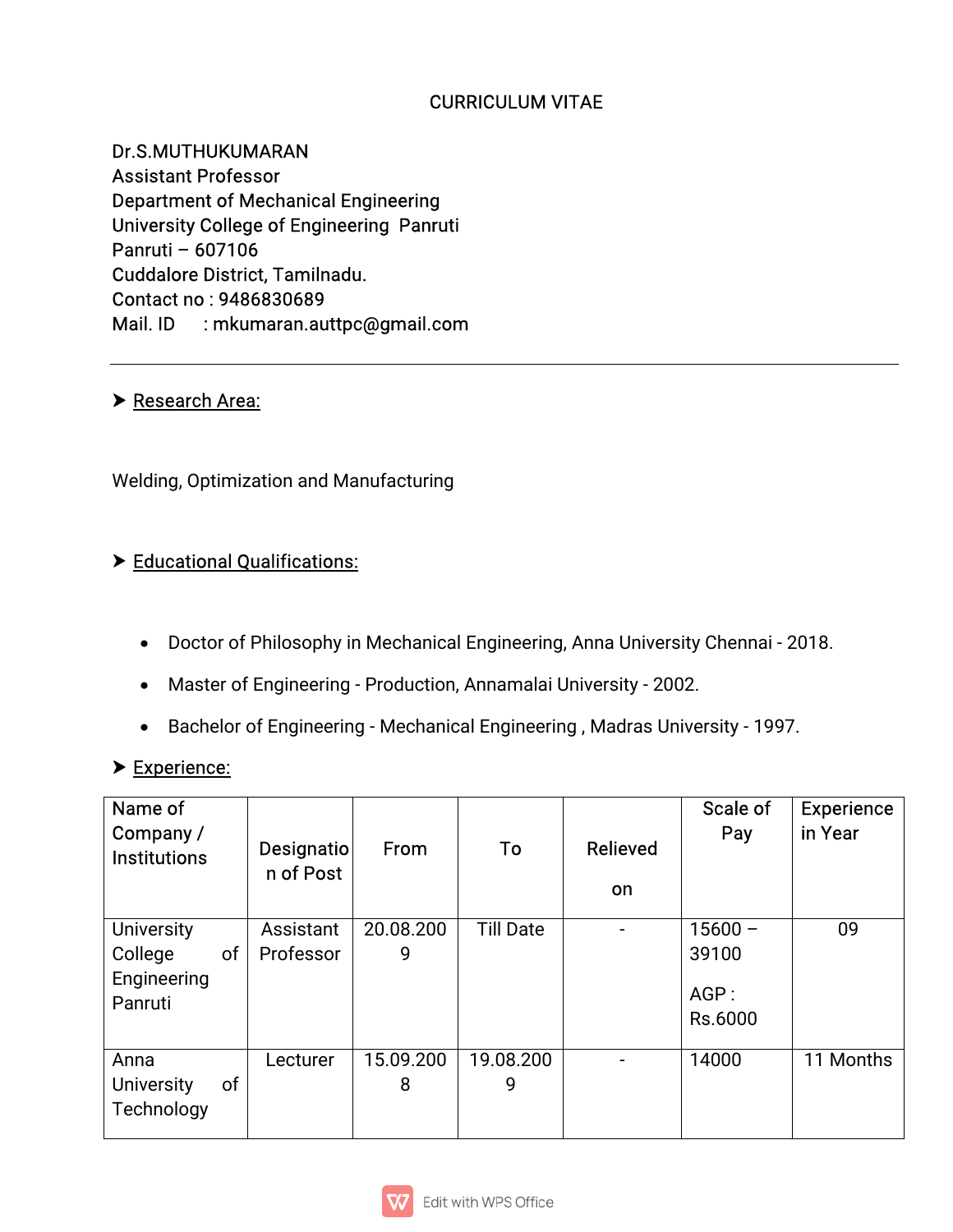# CURRICULUM VITAE

Dr.S.MUTHUKUMARAN
Assistant Professor
Department of Mechanical Engineering
University College of Engineering Panruti
Panruti – 607106
Cuddalore District, Tamilnadu.
Contact no : 9486830689
Mail. ID : mkumaran.auttpc@gmail.com

---

## Research Area:

Welding, Optimization and Manufacturing

## Educational Qualifications:

- Doctor of Philosophy in Mechanical Engineering, Anna University Chennai - 2018.
- Master of Engineering - Production, Annamalai University - 2002.
- Bachelor of Engineering - Mechanical Engineering , Madras University - 1997.

## Experience:

| Name of Company / Institutions | Designation of Post | From | To | Relieved on | Scale of Pay | Experience in Year |
| --- | --- | --- | --- | --- | --- | --- |
| University College of Engineering Panruti | Assistant Professor | 20.08.2009 | Till Date | - | 15600 – 39100 AGP : Rs.6000 | 09 |
| Anna University of Technology | Lecturer | 15.09.2008 | 19.08.2009 | - | 14000 | 11 Months |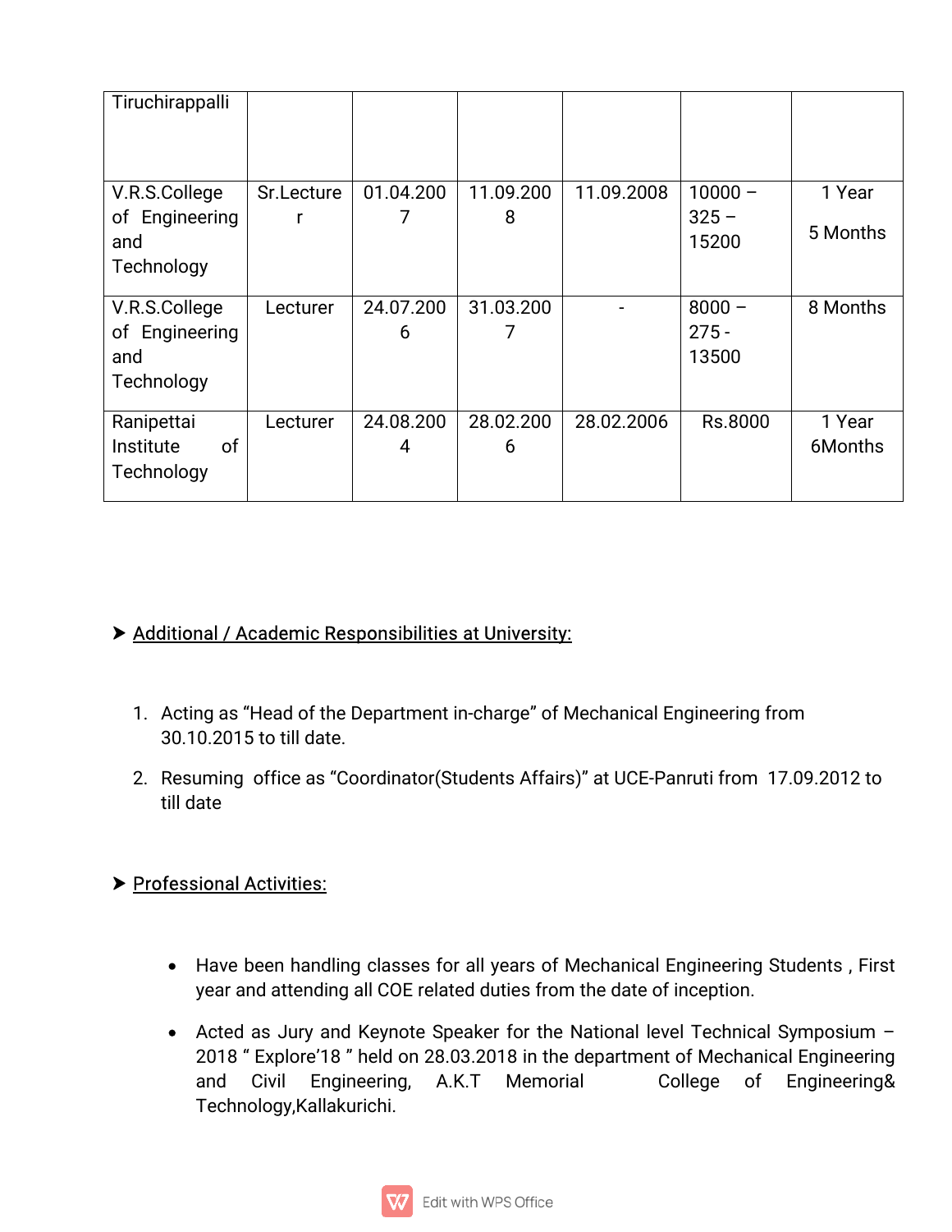| | | | | | | |
|---|---|---|---|---|---|---|
| Tiruchirappalli | | | | | | |
| V.R.S.College of Engineering and Technology | Sr.Lecturer | 01.04.2007 | 11.09.2008 | 11.09.2008 | 10000 – 325 – 15200 | 1 Year 5 Months |
| V.R.S.College of Engineering and Technology | Lecturer | 24.07.2006 | 31.03.2007 | - | 8000 – 275 - 13500 | 8 Months |
| Ranipettai Institute of Technology | Lecturer | 24.08.2004 | 28.02.2006 | 28.02.2006 | Rs.8000 | 1 Year 6Months |

➤ Additional / Academic Responsibilities at University:

1. Acting as "Head of the Department in-charge" of Mechanical Engineering from 30.10.2015 to till date.
2. Resuming office as "Coordinator(Students Affairs)" at UCE-Panruti from 17.09.2012 to till date

➤ Professional Activities:

- Have been handling classes for all years of Mechanical Engineering Students , First year and attending all COE related duties from the date of inception.
- Acted as Jury and Keynote Speaker for the National level Technical Symposium – 2018 " Explore'18 " held on 28.03.2018 in the department of Mechanical Engineering and Civil Engineering, A.K.T Memorial College of Engineering& Technology,Kallakurichi.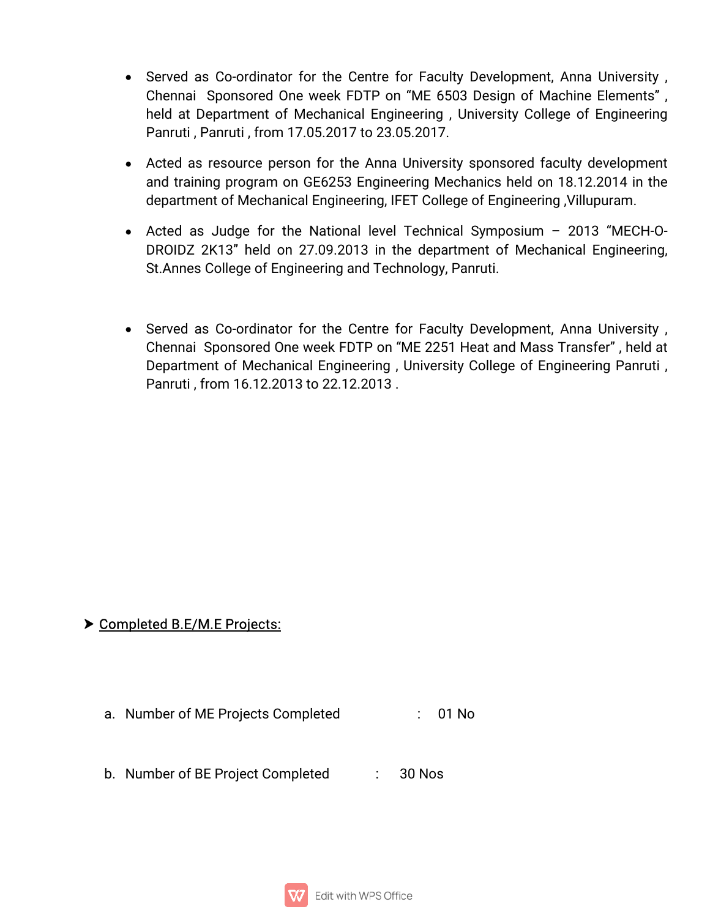- Served as Co-ordinator for the Centre for Faculty Development, Anna University , Chennai Sponsored One week FDTP on “ME 6503 Design of Machine Elements” , held at Department of Mechanical Engineering , University College of Engineering Panruti , Panruti , from 17.05.2017 to 23.05.2017.

- Acted as resource person for the Anna University sponsored faculty development and training program on GE6253 Engineering Mechanics held on 18.12.2014 in the department of Mechanical Engineering, IFET College of Engineering ,Villupuram.

- Acted as Judge for the National level Technical Symposium – 2013 “MECH-O-DROIDZ 2K13” held on 27.09.2013 in the department of Mechanical Engineering, St.Annes College of Engineering and Technology, Panruti.

- Served as Co-ordinator for the Centre for Faculty Development, Anna University , Chennai Sponsored One week FDTP on “ME 2251 Heat and Mass Transfer” , held at Department of Mechanical Engineering , University College of Engineering Panruti , Panruti , from 16.12.2013 to 22.12.2013 .

➤ <u>Completed B.E/M.E Projects:</u>

a. Number of ME Projects Completed : 01 No

b. Number of BE Project Completed : 30 Nos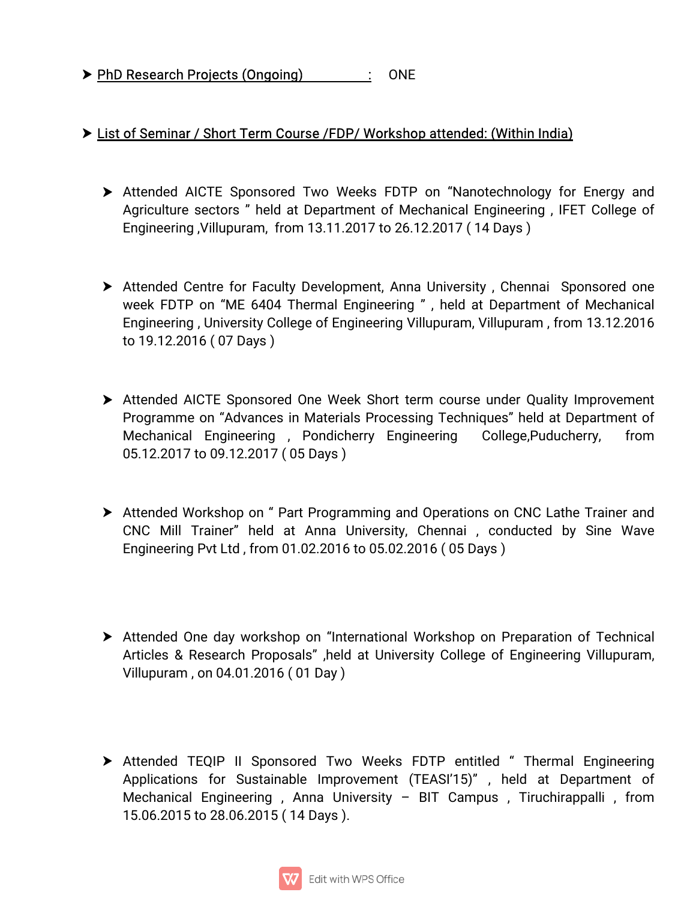- PhD Research Projects (Ongoing) : ONE

- List of Seminar / Short Term Course /FDP/ Workshop attended: (Within India)

  - Attended AICTE Sponsored Two Weeks FDTP on "Nanotechnology for Energy and Agriculture sectors " held at Department of Mechanical Engineering , IFET College of Engineering ,Villupuram, from 13.11.2017 to 26.12.2017 ( 14 Days )

  - Attended Centre for Faculty Development, Anna University , Chennai Sponsored one week FDTP on "ME 6404 Thermal Engineering " , held at Department of Mechanical Engineering , University College of Engineering Villupuram, Villupuram , from 13.12.2016 to 19.12.2016 ( 07 Days )

  - Attended AICTE Sponsored One Week Short term course under Quality Improvement Programme on "Advances in Materials Processing Techniques" held at Department of Mechanical Engineering , Pondicherry Engineering College,Puducherry, from 05.12.2017 to 09.12.2017 ( 05 Days )

  - Attended Workshop on " Part Programming and Operations on CNC Lathe Trainer and CNC Mill Trainer" held at Anna University, Chennai , conducted by Sine Wave Engineering Pvt Ltd , from 01.02.2016 to 05.02.2016 ( 05 Days )

  - Attended One day workshop on "International Workshop on Preparation of Technical Articles & Research Proposals" ,held at University College of Engineering Villupuram, Villupuram , on 04.01.2016 ( 01 Day )

  - Attended TEQIP II Sponsored Two Weeks FDTP entitled " Thermal Engineering Applications for Sustainable Improvement (TEASI'15)" , held at Department of Mechanical Engineering , Anna University – BIT Campus , Tiruchirappalli , from 15.06.2015 to 28.06.2015 ( 14 Days ).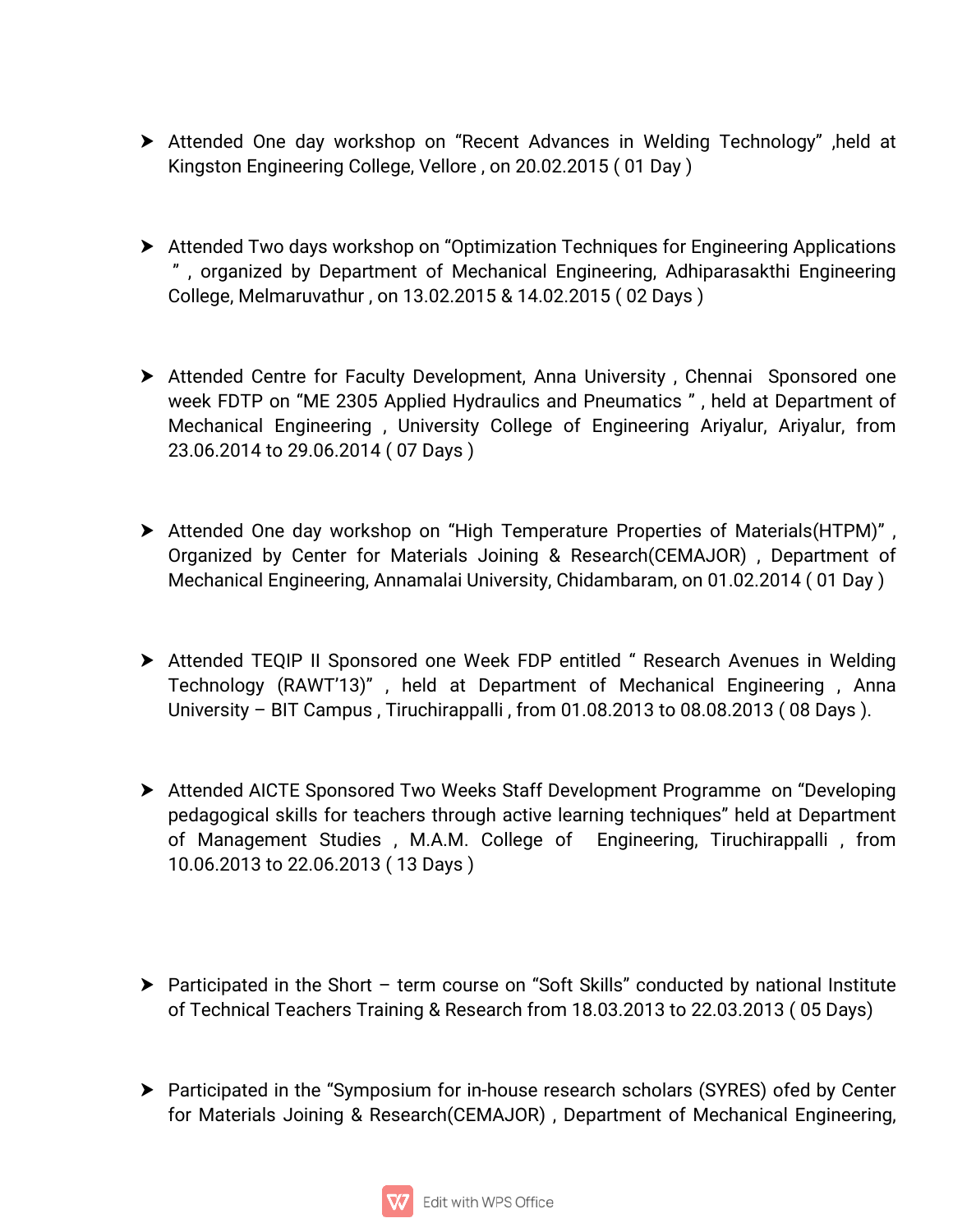- Attended One day workshop on “Recent Advances in Welding Technology” ,held at Kingston Engineering College, Vellore , on 20.02.2015 ( 01 Day )

- Attended Two days workshop on “Optimization Techniques for Engineering Applications ” , organized by Department of Mechanical Engineering, Adhiparasakthi Engineering College, Melmaruvathur , on 13.02.2015 & 14.02.2015 ( 02 Days )

- Attended Centre for Faculty Development, Anna University , Chennai Sponsored one week FDTP on “ME 2305 Applied Hydraulics and Pneumatics ” , held at Department of Mechanical Engineering , University College of Engineering Ariyalur, Ariyalur, from 23.06.2014 to 29.06.2014 ( 07 Days )

- Attended One day workshop on “High Temperature Properties of Materials(HTPM)” , Organized by Center for Materials Joining & Research(CEMAJOR) , Department of Mechanical Engineering, Annamalai University, Chidambaram, on 01.02.2014 ( 01 Day )

- Attended TEQIP II Sponsored one Week FDP entitled “ Research Avenues in Welding Technology (RAWT’13)” , held at Department of Mechanical Engineering , Anna University – BIT Campus , Tiruchirappalli , from 01.08.2013 to 08.08.2013 ( 08 Days ).

- Attended AICTE Sponsored Two Weeks Staff Development Programme on “Developing pedagogical skills for teachers through active learning techniques” held at Department of Management Studies , M.A.M. College of Engineering, Tiruchirappalli , from 10.06.2013 to 22.06.2013 ( 13 Days )

- Participated in the Short – term course on “Soft Skills” conducted by national Institute of Technical Teachers Training & Research from 18.03.2013 to 22.03.2013 ( 05 Days)

- Participated in the “Symposium for in-house research scholars (SYRES) ofed by Center for Materials Joining & Research(CEMAJOR) , Department of Mechanical Engineering,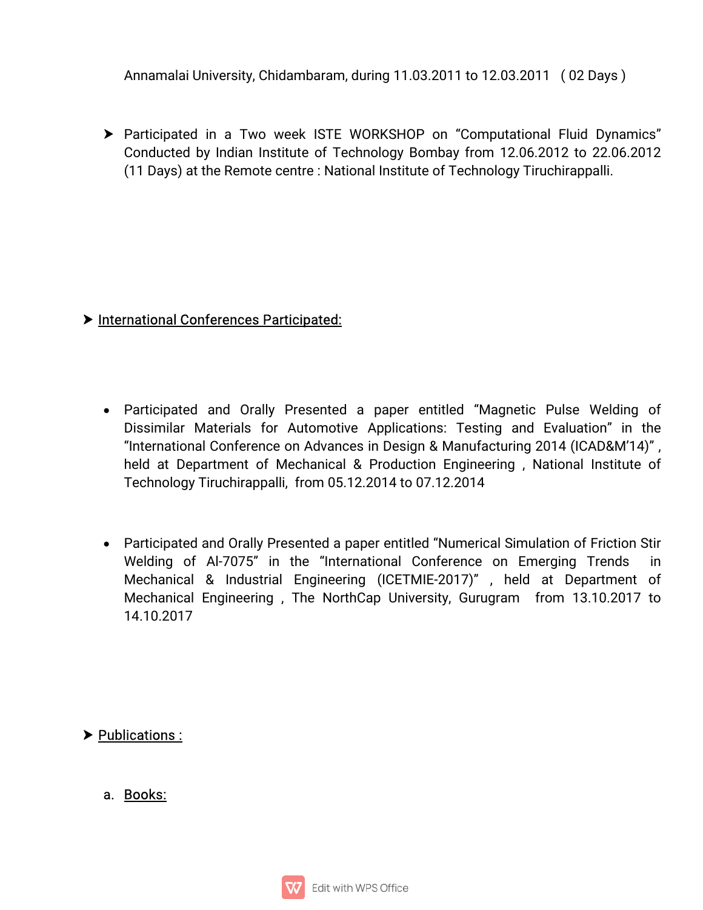Annamalai University, Chidambaram, during 11.03.2011 to 12.03.2011 ( 02 Days )

- Participated in a Two week ISTE WORKSHOP on “Computational Fluid Dynamics” Conducted by Indian Institute of Technology Bombay from 12.06.2012 to 22.06.2012 (11 Days) at the Remote centre : National Institute of Technology Tiruchirappalli.

- International Conferences Participated:

  - Participated and Orally Presented a paper entitled “Magnetic Pulse Welding of Dissimilar Materials for Automotive Applications: Testing and Evaluation” in the “International Conference on Advances in Design & Manufacturing 2014 (ICAD&M’14)” , held at Department of Mechanical & Production Engineering , National Institute of Technology Tiruchirappalli, from 05.12.2014 to 07.12.2014

  - Participated and Orally Presented a paper entitled “Numerical Simulation of Friction Stir Welding of Al-7075” in the “International Conference on Emerging Trends in Mechanical & Industrial Engineering (ICETMIE-2017)” , held at Department of Mechanical Engineering , The NorthCap University, Gurugram from 13.10.2017 to 14.10.2017

- Publications :

  a. Books: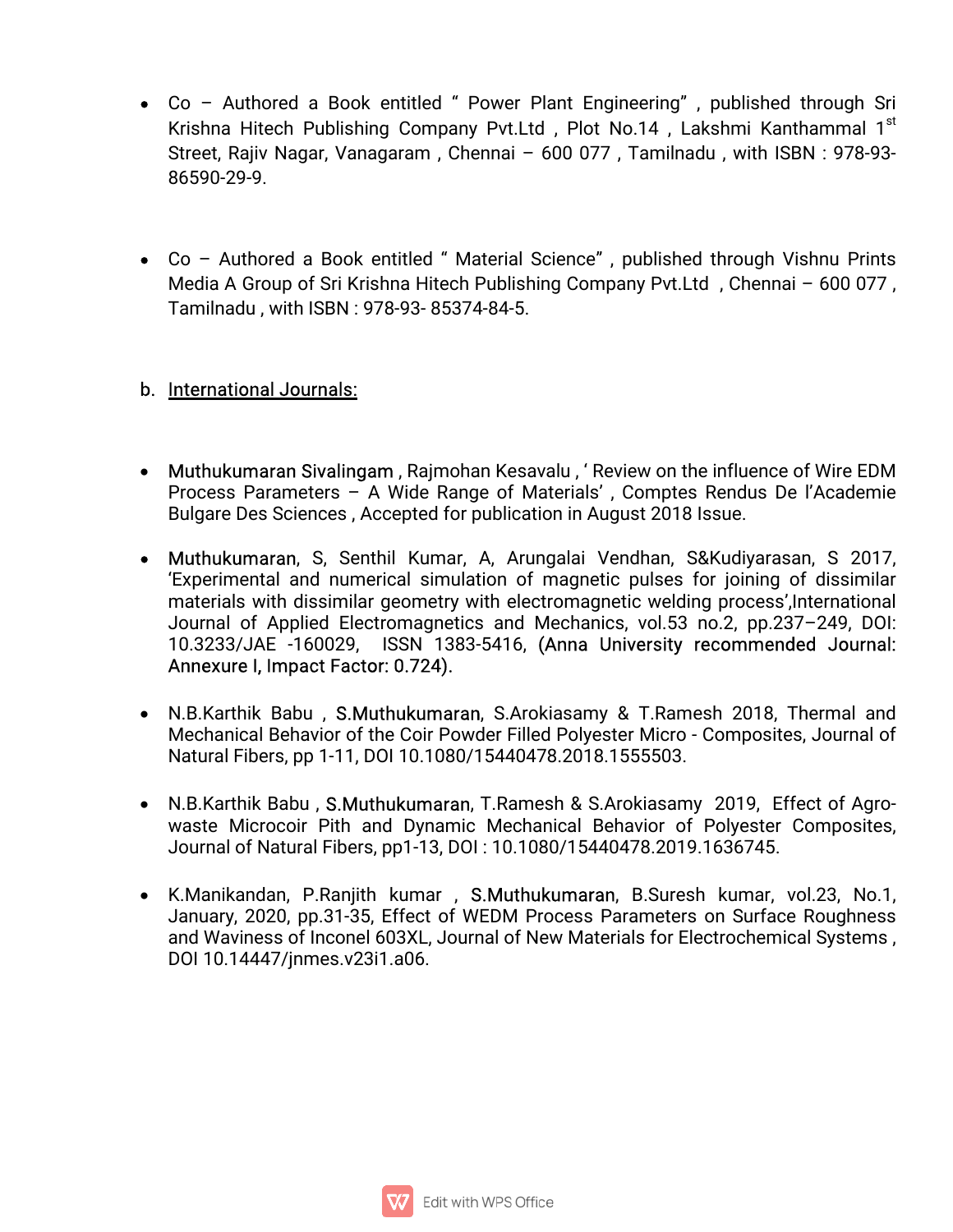- Co – Authored a Book entitled " Power Plant Engineering" , published through Sri Krishna Hitech Publishing Company Pvt.Ltd , Plot No.14 , Lakshmi Kanthammal 1st Street, Rajiv Nagar, Vanagaram , Chennai – 600 077 , Tamilnadu , with ISBN : 978-93-86590-29-9.

- Co – Authored a Book entitled " Material Science" , published through Vishnu Prints Media A Group of Sri Krishna Hitech Publishing Company Pvt.Ltd , Chennai – 600 077 , Tamilnadu , with ISBN : 978-93- 85374-84-5.

b. International Journals:

- Muthukumaran Sivalingam , Rajmohan Kesavalu , ' Review on the influence of Wire EDM Process Parameters – A Wide Range of Materials' , Comptes Rendus De l'Academie Bulgare Des Sciences , Accepted for publication in August 2018 Issue.

- Muthukumaran, S, Senthil Kumar, A, Arungalai Vendhan, S&Kudiyarasan, S 2017, 'Experimental and numerical simulation of magnetic pulses for joining of dissimilar materials with dissimilar geometry with electromagnetic welding process',International Journal of Applied Electromagnetics and Mechanics, vol.53 no.2, pp.237–249, DOI: 10.3233/JAE -160029, ISSN 1383-5416, (Anna University recommended Journal: Annexure I, Impact Factor: 0.724).

- N.B.Karthik Babu , S.Muthukumaran, S.Arokiasamy & T.Ramesh 2018, Thermal and Mechanical Behavior of the Coir Powder Filled Polyester Micro - Composites, Journal of Natural Fibers, pp 1-11, DOI 10.1080/15440478.2018.1555503.

- N.B.Karthik Babu , S.Muthukumaran, T.Ramesh & S.Arokiasamy 2019, Effect of Agro-waste Microcoir Pith and Dynamic Mechanical Behavior of Polyester Composites, Journal of Natural Fibers, pp1-13, DOI : 10.1080/15440478.2019.1636745.

- K.Manikandan, P.Ranjith kumar , S.Muthukumaran, B.Suresh kumar, vol.23, No.1, January, 2020, pp.31-35, Effect of WEDM Process Parameters on Surface Roughness and Waviness of Inconel 603XL, Journal of New Materials for Electrochemical Systems , DOI 10.14447/jnmes.v23i1.a06.